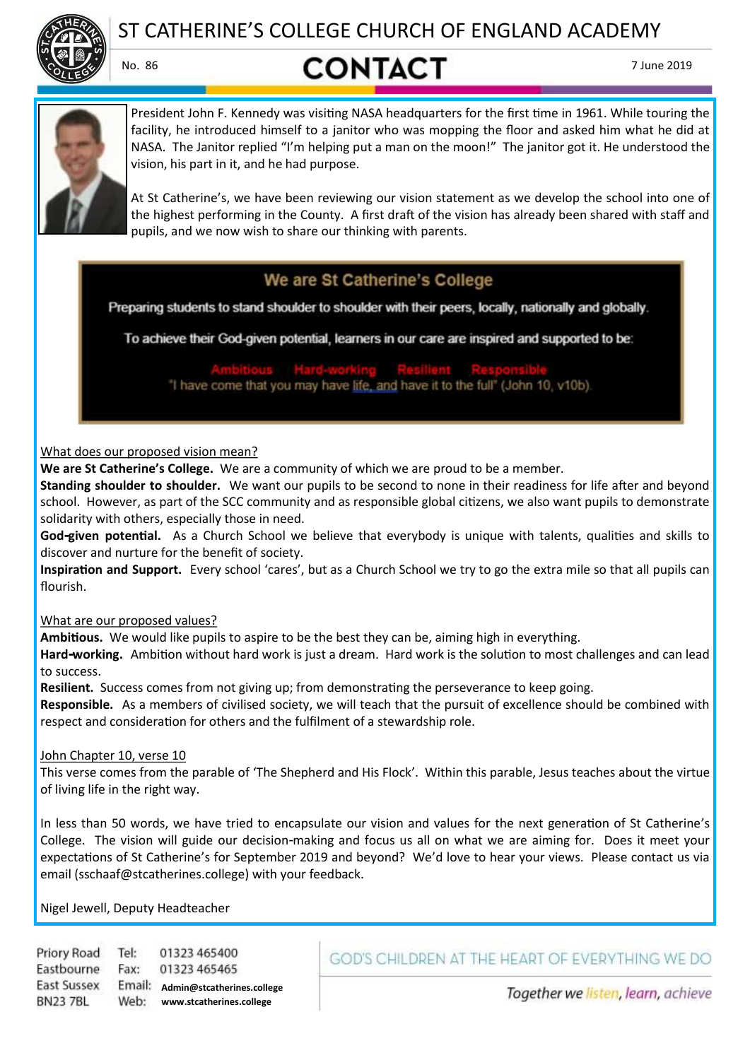# ST CATHERINE'S COLLEGE CHURCH OF ENGLAND ACADEMY

No. 86

## CONTACT

7 June 2019

President John F. Kennedy was visiting NASA headquarters for the first time in 1961. While touring the facility, he introduced himself to a janitor who was mopping the floor and asked him what he did at NASA. The Janitor replied "I'm helping put a man on the moon!" The janitor got it. He understood the vision, his part in it, and he had purpose.

At St Catherine's, we have been reviewing our vision statement as we develop the school into one of the highest performing in the County. A first draft of the vision has already been shared with staff and pupils, and we now wish to share our thinking with parents.

> **We are St Catherine's College**
>
> Preparing students to stand shoulder to shoulder with their peers, locally, nationally and globally.
>
> To achieve their God-given potential, learners in our care are inspired and supported to be:
>
> Ambitious Hard-working Resilient Responsible
>
> "I have come that you may have life, and have it to the full" (John 10, v10b).

What does our proposed vision mean?

**We are St Catherine's College.** We are a community of which we are proud to be a member.

**Standing shoulder to shoulder.** We want our pupils to be second to none in their readiness for life after and beyond school. However, as part of the SCC community and as responsible global citizens, we also want pupils to demonstrate solidarity with others, especially those in need.

**God-given potential.** As a Church School we believe that everybody is unique with talents, qualities and skills to discover and nurture for the benefit of society.

**Inspiration and Support.** Every school 'cares', but as a Church School we try to go the extra mile so that all pupils can flourish.

What are our proposed values?

**Ambitious.** We would like pupils to aspire to be the best they can be, aiming high in everything.

**Hard-working.** Ambition without hard work is just a dream. Hard work is the solution to most challenges and can lead to success.

**Resilient.** Success comes from not giving up; from demonstrating the perseverance to keep going.

**Responsible.** As a members of civilised society, we will teach that the pursuit of excellence should be combined with respect and consideration for others and the fulfilment of a stewardship role.

John Chapter 10, verse 10

This verse comes from the parable of 'The Shepherd and His Flock'. Within this parable, Jesus teaches about the virtue of living life in the right way.

In less than 50 words, we have tried to encapsulate our vision and values for the next generation of St Catherine's College. The vision will guide our decision-making and focus us all on what we are aiming for. Does it meet your expectations of St Catherine's for September 2019 and beyond? We'd love to hear your views. Please contact us via email (sschaaf@stcatherines.college) with your feedback.

Nigel Jewell, Deputy Headteacher

Priory Road
Eastbourne
East Sussex
BN23 7BL

Tel: 01323 465400
Fax: 01323 465465
Email: Admin@stcatherines.college
Web: www.stcatherines.college

GOD'S CHILDREN AT THE HEART OF EVERYTHING WE DO

*Together we listen, learn, achieve*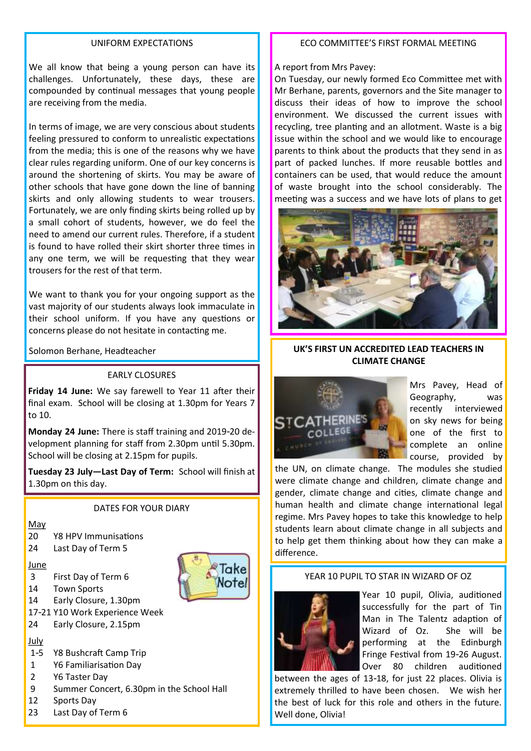## UNIFORM EXPECTATIONS

We all know that being a young person can have its challenges. Unfortunately, these days, these are compounded by continual messages that young people are receiving from the media.

In terms of image, we are very conscious about students feeling pressured to conform to unrealistic expectations from the media; this is one of the reasons why we have clear rules regarding uniform. One of our key concerns is around the shortening of skirts. You may be aware of other schools that have gone down the line of banning skirts and only allowing students to wear trousers. Fortunately, we are only finding skirts being rolled up by a small cohort of students, however, we do feel the need to amend our current rules. Therefore, if a student is found to have rolled their skirt shorter three times in any one term, we will be requesting that they wear trousers for the rest of that term.

We want to thank you for your ongoing support as the vast majority of our students always look immaculate in their school uniform. If you have any questions or concerns please do not hesitate in contacting me.

Solomon Berhane, Headteacher

## EARLY CLOSURES

**Friday 14 June:** We say farewell to Year 11 after their final exam. School will be closing at 1.30pm for Years 7 to 10.

**Monday 24 June:** There is staff training and 2019-20 development planning for staff from 2.30pm until 5.30pm. School will be closing at 2.15pm for pupils.

**Tuesday 23 July—Last Day of Term:** School will finish at 1.30pm on this day.

## DATES FOR YOUR DIARY

May

- 20 Y8 HPV Immunisations
- 24 Last Day of Term 5

June

- 3 First Day of Term 6
- 14 Town Sports
- 14 Early Closure, 1.30pm
- 17-21 Y10 Work Experience Week
- 24 Early Closure, 2.15pm

July

- 1-5 Y8 Bushcraft Camp Trip
- 1 Y6 Familiarisation Day
- 2 Y6 Taster Day
- 9 Summer Concert, 6.30pm in the School Hall
- 12 Sports Day
- 23 Last Day of Term 6

## ECO COMMITTEE'S FIRST FORMAL MEETING

A report from Mrs Pavey:
On Tuesday, our newly formed Eco Committee met with Mr Berhane, parents, governors and the Site manager to discuss their ideas of how to improve the school environment. We discussed the current issues with recycling, tree planting and an allotment. Waste is a big issue within the school and we would like to encourage parents to think about the products that they send in as part of packed lunches. If more reusable bottles and containers can be used, that would reduce the amount of waste brought into the school considerably. The meeting was a success and we have lots of plans to get

## UK'S FIRST UN ACCREDITED LEAD TEACHERS IN CLIMATE CHANGE

Mrs Pavey, Head of Geography, was recently interviewed on sky news for being one of the first to complete an online course, provided by the UN, on climate change. The modules she studied were climate change and children, climate change and gender, climate change and cities, climate change and human health and climate change international legal regime. Mrs Pavey hopes to take this knowledge to help students learn about climate change in all subjects and to help get them thinking about how they can make a difference.

## YEAR 10 PUPIL TO STAR IN WIZARD OF OZ

Year 10 pupil, Olivia, auditioned successfully for the part of Tin Man in The Talentz adaption of Wizard of Oz. She will be performing at the Edinburgh Fringe Festival from 19-26 August. Over 80 children auditioned between the ages of 13-18, for just 22 places. Olivia is extremely thrilled to have been chosen. We wish her the best of luck for this role and others in the future. Well done, Olivia!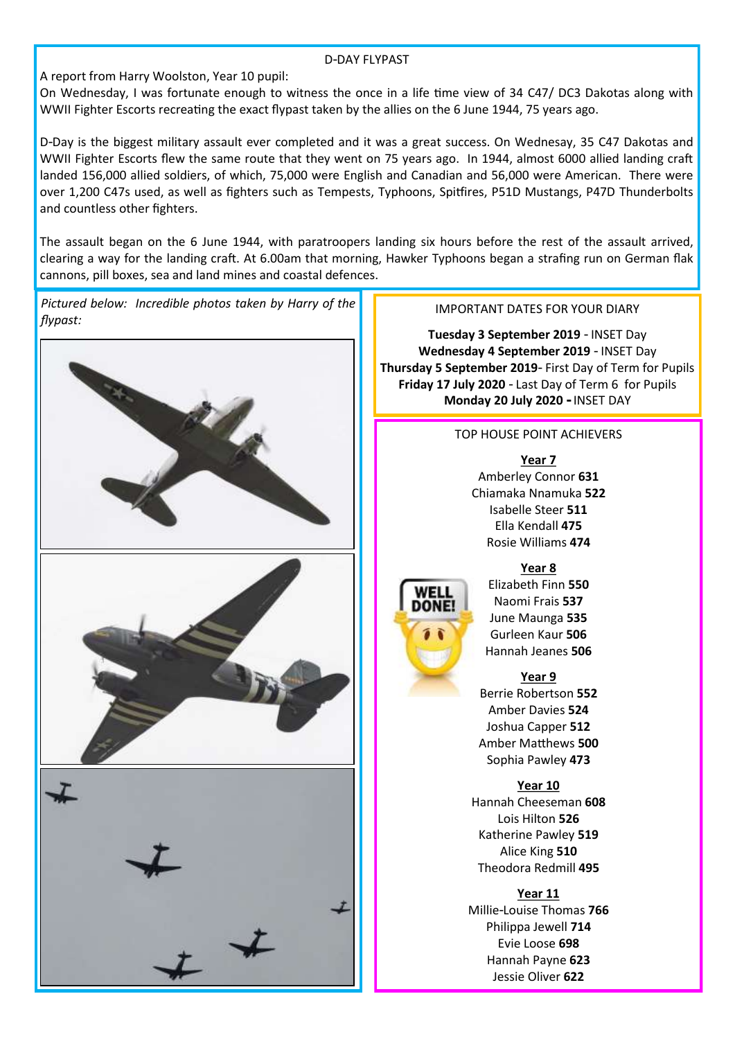## D-DAY FLYPAST

A report from Harry Woolston, Year 10 pupil:

On Wednesday, I was fortunate enough to witness the once in a life time view of 34 C47/ DC3 Dakotas along with WWII Fighter Escorts recreating the exact flypast taken by the allies on the 6 June 1944, 75 years ago.

D-Day is the biggest military assault ever completed and it was a great success. On Wednesay, 35 C47 Dakotas and WWII Fighter Escorts flew the same route that they went on 75 years ago. In 1944, almost 6000 allied landing craft landed 156,000 allied soldiers, of which, 75,000 were English and Canadian and 56,000 were American. There were over 1,200 C47s used, as well as fighters such as Tempests, Typhoons, Spitfires, P51D Mustangs, P47D Thunderbolts and countless other fighters.

The assault began on the 6 June 1944, with paratroopers landing six hours before the rest of the assault arrived, clearing a way for the landing craft. At 6.00am that morning, Hawker Typhoons began a strafing run on German flak cannons, pill boxes, sea and land mines and coastal defences.

*Pictured below: Incredible photos taken by Harry of the flypast:*

## IMPORTANT DATES FOR YOUR DIARY

**Tuesday 3 September 2019** - INSET Day
**Wednesday 4 September 2019** - INSET Day
**Thursday 5 September 2019**- First Day of Term for Pupils
**Friday 17 July 2020** - Last Day of Term 6 for Pupils
**Monday 20 July 2020 -** INSET DAY

## TOP HOUSE POINT ACHIEVERS

**Year 7**
Amberley Connor **631**
Chiamaka Nnamuka **522**
Isabelle Steer **511**
Ella Kendall **475**
Rosie Williams **474**

**Year 8**
Elizabeth Finn **550**
Naomi Frais **537**
June Maunga **535**
Gurleen Kaur **506**
Hannah Jeanes **506**

**Year 9**
Berrie Robertson **552**
Amber Davies **524**
Joshua Capper **512**
Amber Matthews **500**
Sophia Pawley **473**

**Year 10**
Hannah Cheeseman **608**
Lois Hilton **526**
Katherine Pawley **519**
Alice King **510**
Theodora Redmill **495**

**Year 11**
Millie-Louise Thomas **766**
Philippa Jewell **714**
Evie Loose **698**
Hannah Payne **623**
Jessie Oliver **622**